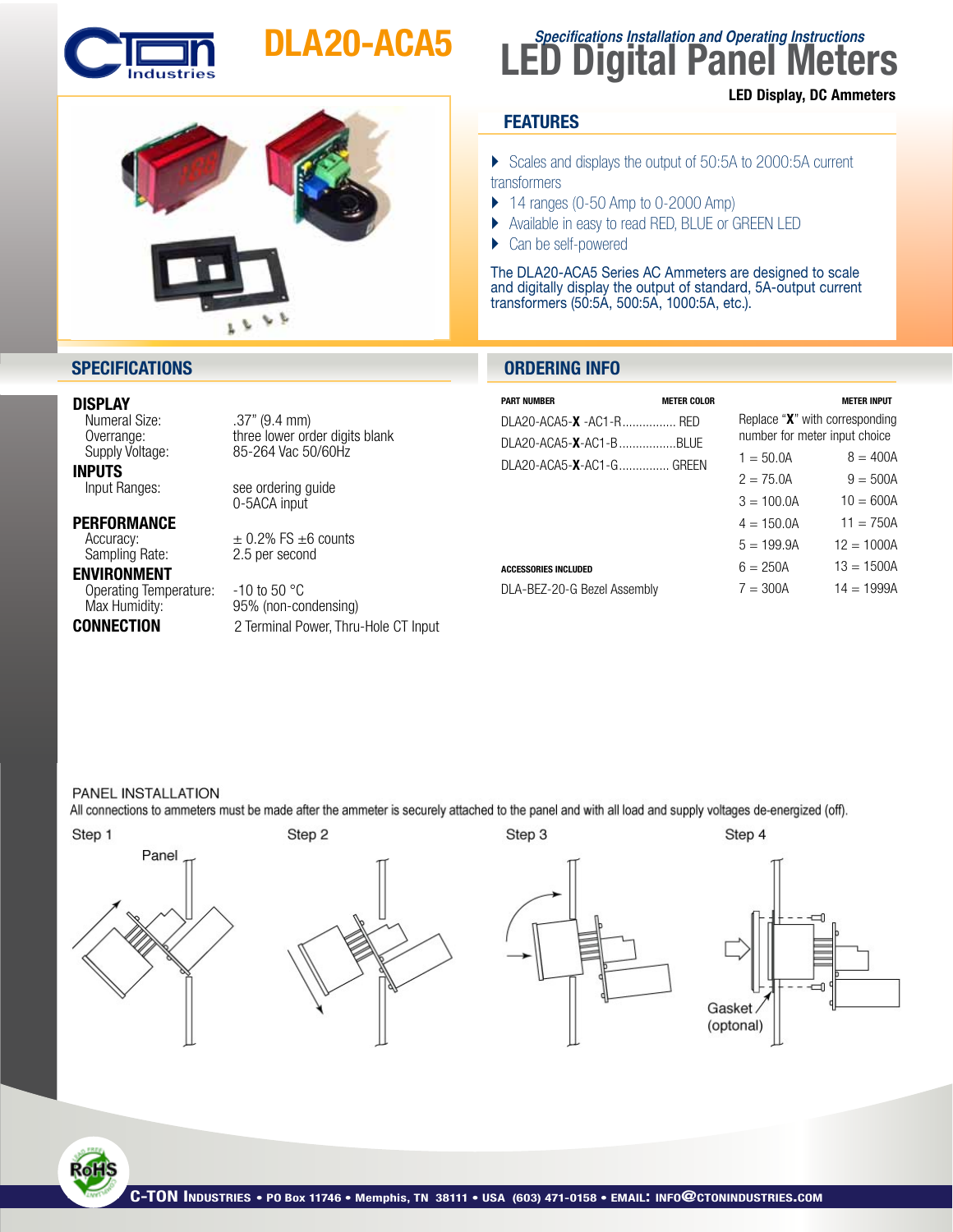# DLA20-ACA5

*Specifications Installation and Operating Instructions*

# LED Digital Panel Meters

**LED Display, DC Ammeters**

## FEATURES

- Scales and displays the output of 50:5A to 2000:5A current transformers
- 14 ranges (0-50 Amp to 0-2000 Amp)
- Available in easy to read RED, BLUE or GREEN LED
- Can be self-powered

The DLA20-ACA5 Series AC Ammeters are designed to scale and digitally display the output of standard, 5A-output current transformers (50:5A, 500:5A, 1000:5A, etc.).

## SPECIFICATIONS

### DISPLAY

| | |
|---|---|
| Numeral Size: | .37" (9.4 mm) |
| Overrange: | three lower order digits blank |
| Supply Voltage: | 85-264 Vac 50/60Hz |

### INPUTS

| | |
|---|---|
| Input Ranges: | see ordering guide<br>0-5ACA input |

### PERFORMANCE

| | |
|---|---|
| Accuracy: | ± 0.2% FS ±6 counts |
| Sampling Rate: | 2.5 per second |

### ENVIRONMENT

| | |
|---|---|
| Operating Temperature: | -10 to 50 °C |
| Max Humidity: | 95% (non-condensing) |

### CONNECTION

2 Terminal Power, Thru-Hole CT Input

## ORDERING INFO

| PART NUMBER | METER COLOR |
|---|---|
| DLA20-ACA5-**X** -AC1-R | RED |
| DLA20-ACA5-**X**-AC1-B | BLUE |
| DLA20-ACA5-**X**-AC1-G | GREEN |

**METER INPUT**

Replace "**X**" with corresponding number for meter input choice

| | |
|---|---|
| 1 = 50.0A | 8 = 400A |
| 2 = 75.0A | 9 = 500A |
| 3 = 100.0A | 10 = 600A |
| 4 = 150.0A | 11 = 750A |
| 5 = 199.9A | 12 = 1000A |
| 6 = 250A | 13 = 1500A |
| 7 = 300A | 14 = 1999A |

**ACCESSORIES INCLUDED**

DLA-BEZ-20-G Bezel Assembly

## PANEL INSTALLATION

All connections to ammeters must be made after the ammeter is securely attached to the panel and with all load and supply voltages de-energized (off).

Step 1 — Panel

Step 2

Step 3

Step 4 — Gasket (optonal)

C-TON INDUSTRIES • PO Box 11746 • Memphis, TN 38111 • USA (603) 471-0158 • EMAIL: INFO@CTONINDUSTRIES.COM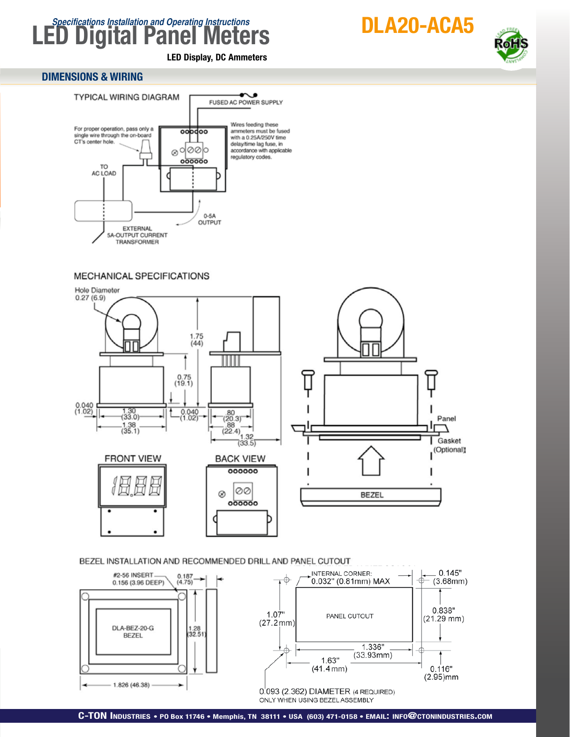*Specifications Installation and Operating Instructions*

# LED Digital Panel Meters

# DLA20-ACA5

**LED Display, DC Ammeters**

## DIMENSIONS & WIRING

TYPICAL WIRING DIAGRAM

FUSED AC POWER SUPPLY

For proper operation, pass only a single wire through the on-board CT's center hole.

Wires feeding these ammeters must be fused with a 0.25A/250V time delay/time lag fuse, in accordance with applicable regulatory codes.

TO AC LOAD

0-5A OUTPUT

EXTERNAL 5A-OUTPUT CURRENT TRANSFORMER

MECHANICAL SPECIFICATIONS

Hole Diameter 0.27 (6.9)

1.75 (44)

0.75 (19.1)

0.040 (1.02)

1.30 (33.0)

1.38 (35.1)

0.040 (1.02)

.80 (20.3)

.88 (22.4)

1.32 (33.5)

Panel

Gasket (Optional)

BEZEL

FRONT VIEW

BACK VIEW

BEZEL INSTALLATION AND RECOMMENDED DRILL AND PANEL CUTOUT

#2-56 INSERT 0.156 (3.96 DEEP)

0.187 (4.75)

DLA-BEZ-20-G BEZEL

1.28 (32.51)

1.826 (46.38)

INTERNAL CORNER: 0.032" (0.81mm) MAX

0.145" (3.68mm)

1.07" (27.2mm)

PANEL CUTOUT

0.838" (21.29 mm)

1.336" (33.93mm)

1.63" (41.4mm)

0.116" (2.95)mm

0.093 (2.362) DIAMETER (4 REQUIRED) ONLY WHEN USING BEZEL ASSEMBLY

**C-TON INDUSTRIES • PO Box 11746 • Memphis, TN 38111 • USA (603) 471-0158 • EMAIL: INFO@CTONINDUSTRIES.COM**